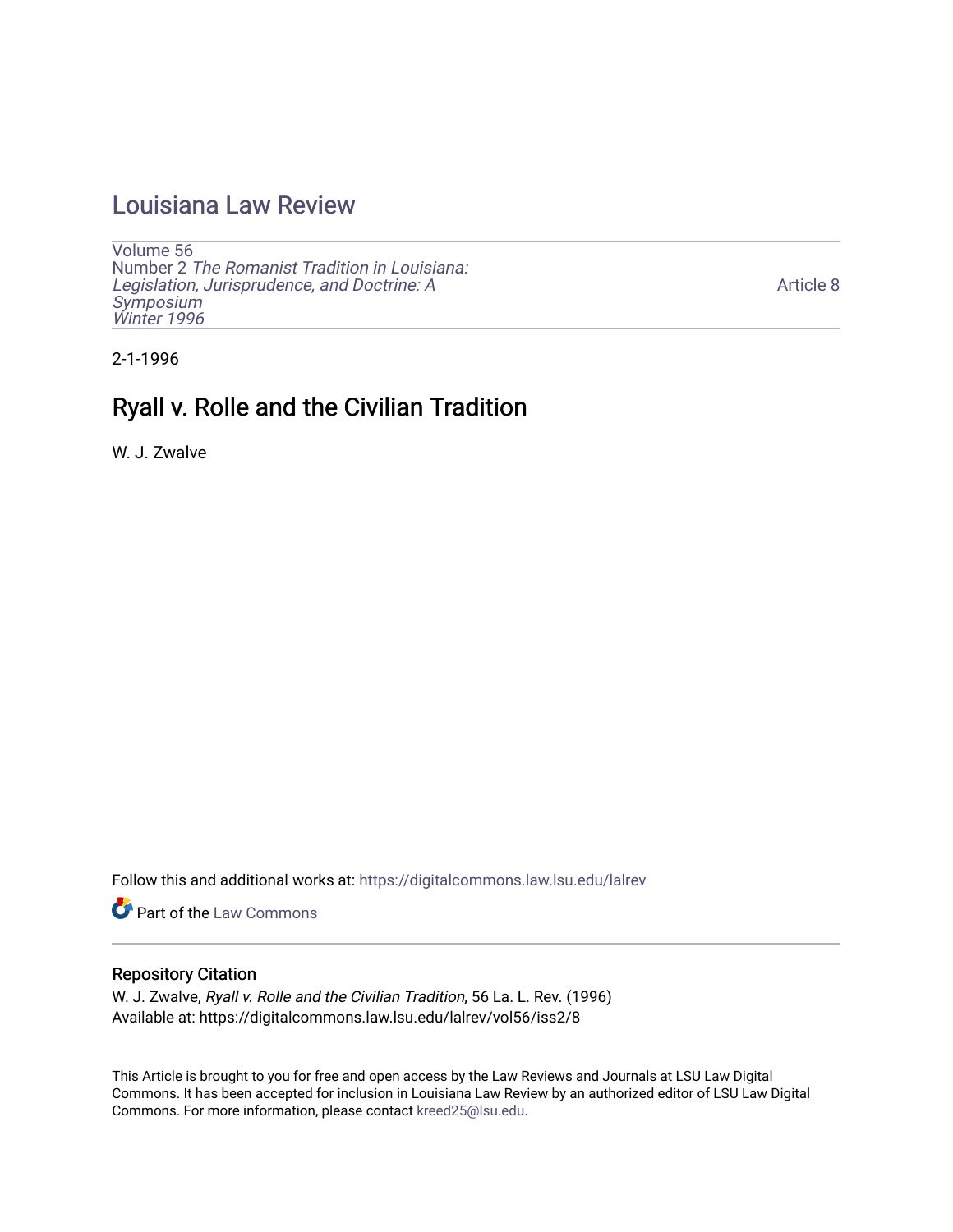# Louisiana Law Review

Volume 56
Number 2 *The Romanist Tradition in Louisiana: Legislation, Jurisprudence, and Doctrine: A Symposium*
*Winter 1996*

Article 8

2-1-1996

## Ryall v. Rolle and the Civilian Tradition

W. J. Zwalve

Follow this and additional works at: https://digitalcommons.law.lsu.edu/lalrev

Part of the Law Commons

### Repository Citation

W. J. Zwalve, *Ryall v. Rolle and the Civilian Tradition*, 56 La. L. Rev. (1996)
Available at: https://digitalcommons.law.lsu.edu/lalrev/vol56/iss2/8

This Article is brought to you for free and open access by the Law Reviews and Journals at LSU Law Digital Commons. It has been accepted for inclusion in Louisiana Law Review by an authorized editor of LSU Law Digital Commons. For more information, please contact kreed25@lsu.edu.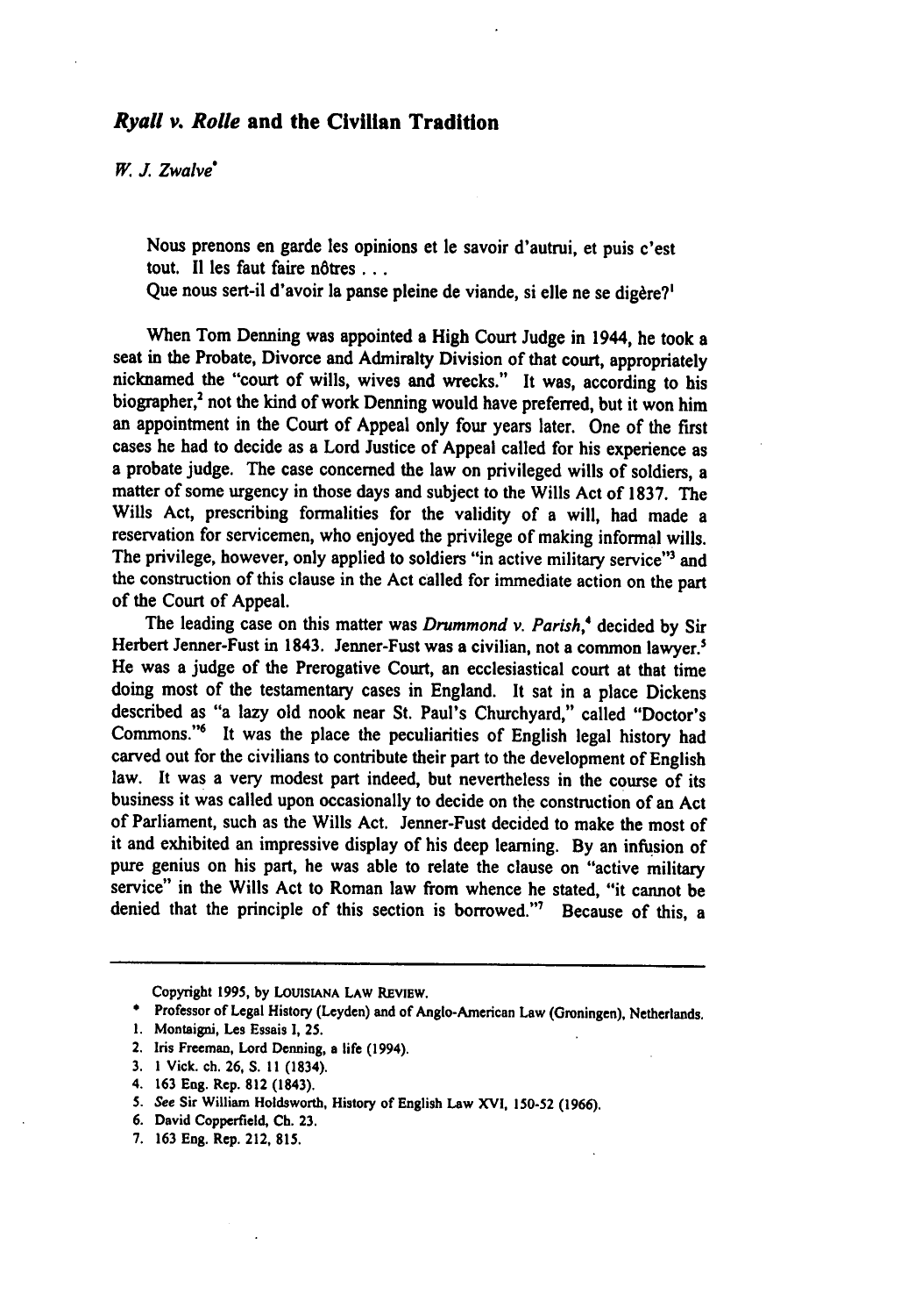## *Ryall v. Rolle* and the Civilian Tradition

*W. J. Zwalve*\*

> Nous prenons en garde les opinions et le savoir d'autrui, et puis c'est tout. Il les faut faire nôtres . . .
> Que nous sert-il d'avoir la panse pleine de viande, si elle ne se digère?[1]

When Tom Denning was appointed a High Court Judge in 1944, he took a seat in the Probate, Divorce and Admiralty Division of that court, appropriately nicknamed the "court of wills, wives and wrecks." It was, according to his biographer,[2] not the kind of work Denning would have preferred, but it won him an appointment in the Court of Appeal only four years later. One of the first cases he had to decide as a Lord Justice of Appeal called for his experience as a probate judge. The case concerned the law on privileged wills of soldiers, a matter of some urgency in those days and subject to the Wills Act of 1837. The Wills Act, prescribing formalities for the validity of a will, had made a reservation for servicemen, who enjoyed the privilege of making informal wills. The privilege, however, only applied to soldiers "in active military service"[3] and the construction of this clause in the Act called for immediate action on the part of the Court of Appeal.

The leading case on this matter was *Drummond v. Parish*,[4] decided by Sir Herbert Jenner-Fust in 1843. Jenner-Fust was a civilian, not a common lawyer.[5] He was a judge of the Prerogative Court, an ecclesiastical court at that time doing most of the testamentary cases in England. It sat in a place Dickens described as "a lazy old nook near St. Paul's Churchyard," called "Doctor's Commons."[6] It was the place the peculiarities of English legal history had carved out for the civilians to contribute their part to the development of English law. It was a very modest part indeed, but nevertheless in the course of its business it was called upon occasionally to decide on the construction of an Act of Parliament, such as the Wills Act. Jenner-Fust decided to make the most of it and exhibited an impressive display of his deep learning. By an infusion of pure genius on his part, he was able to relate the clause on "active military service" in the Wills Act to Roman law from whence he stated, "it cannot be denied that the principle of this section is borrowed."[7] Because of this, a

---

Copyright 1995, by LOUISIANA LAW REVIEW.

\* Professor of Legal History (Leyden) and of Anglo-American Law (Groningen), Netherlands.

1. Montaigni, Les Essais I, 25.
2. Iris Freeman, Lord Denning, a life (1994).
3. 1 Vick. ch. 26, S. 11 (1834).
4. 163 Eng. Rep. 812 (1843).
5. *See* Sir William Holdsworth, History of English Law XVI, 150-52 (1966).
6. David Copperfield, Ch. 23.
7. 163 Eng. Rep. 212, 815.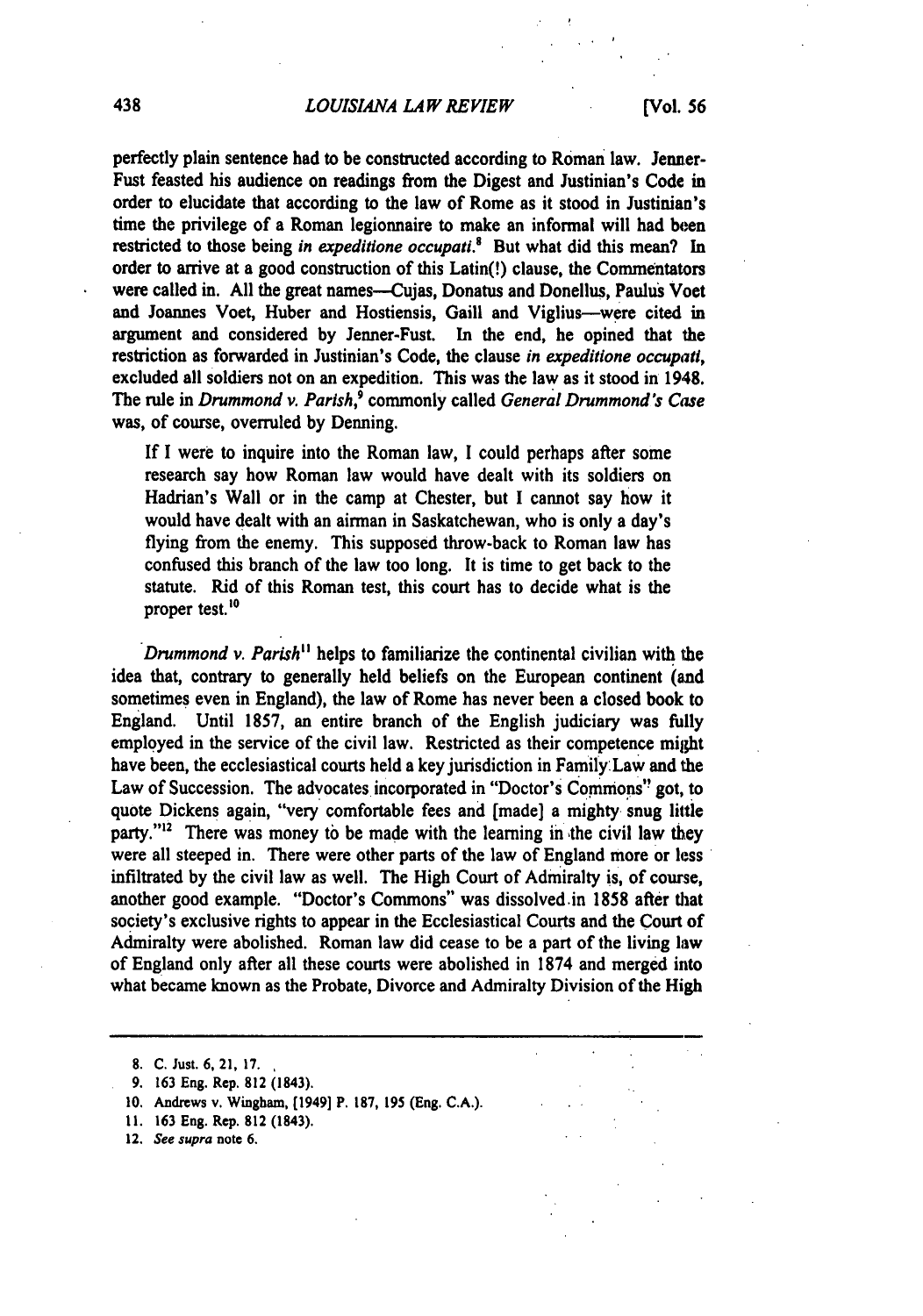perfectly plain sentence had to be constructed according to Roman law. Jenner-Fust feasted his audience on readings from the Digest and Justinian's Code in order to elucidate that according to the law of Rome as it stood in Justinian's time the privilege of a Roman legionnaire to make an informal will had been restricted to those being *in expeditione occupati*.[8] But what did this mean? In order to arrive at a good construction of this Latin(!) clause, the Commentators were called in. All the great names—Cujas, Donatus and Donellus, Paulus Voet and Joannes Voet, Huber and Hostiensis, Gaill and Viglius—were cited in argument and considered by Jenner-Fust. In the end, he opined that the restriction as forwarded in Justinian's Code, the clause *in expeditione occupati*, excluded all soldiers not on an expedition. This was the law as it stood in 1948. The rule in *Drummond v. Parish*,[9] commonly called *General Drummond's Case* was, of course, overruled by Denning.

> If I were to inquire into the Roman law, I could perhaps after some research say how Roman law would have dealt with its soldiers on Hadrian's Wall or in the camp at Chester, but I cannot say how it would have dealt with an airman in Saskatchewan, who is only a day's flying from the enemy. This supposed throw-back to Roman law has confused this branch of the law too long. It is time to get back to the statute. Rid of this Roman test, this court has to decide what is the proper test.[10]

*Drummond v. Parish*[11] helps to familiarize the continental civilian with the idea that, contrary to generally held beliefs on the European continent (and sometimes even in England), the law of Rome has never been a closed book to England. Until 1857, an entire branch of the English judiciary was fully employed in the service of the civil law. Restricted as their competence might have been, the ecclesiastical courts held a key jurisdiction in Family Law and the Law of Succession. The advocates incorporated in "Doctor's Commons" got, to quote Dickens again, "very comfortable fees and [made] a mighty snug little party."[12] There was money to be made with the learning in the civil law they were all steeped in. There were other parts of the law of England more or less infiltrated by the civil law as well. The High Court of Admiralty is, of course, another good example. "Doctor's Commons" was dissolved in 1858 after that society's exclusive rights to appear in the Ecclesiastical Courts and the Court of Admiralty were abolished. Roman law did cease to be a part of the living law of England only after all these courts were abolished in 1874 and merged into what became known as the Probate, Divorce and Admiralty Division of the High

---

8. C. Just. 6, 21, 17.
9. 163 Eng. Rep. 812 (1843).
10. Andrews v. Wingham, [1949] P. 187, 195 (Eng. C.A.).
11. 163 Eng. Rep. 812 (1843).
12. *See supra* note 6.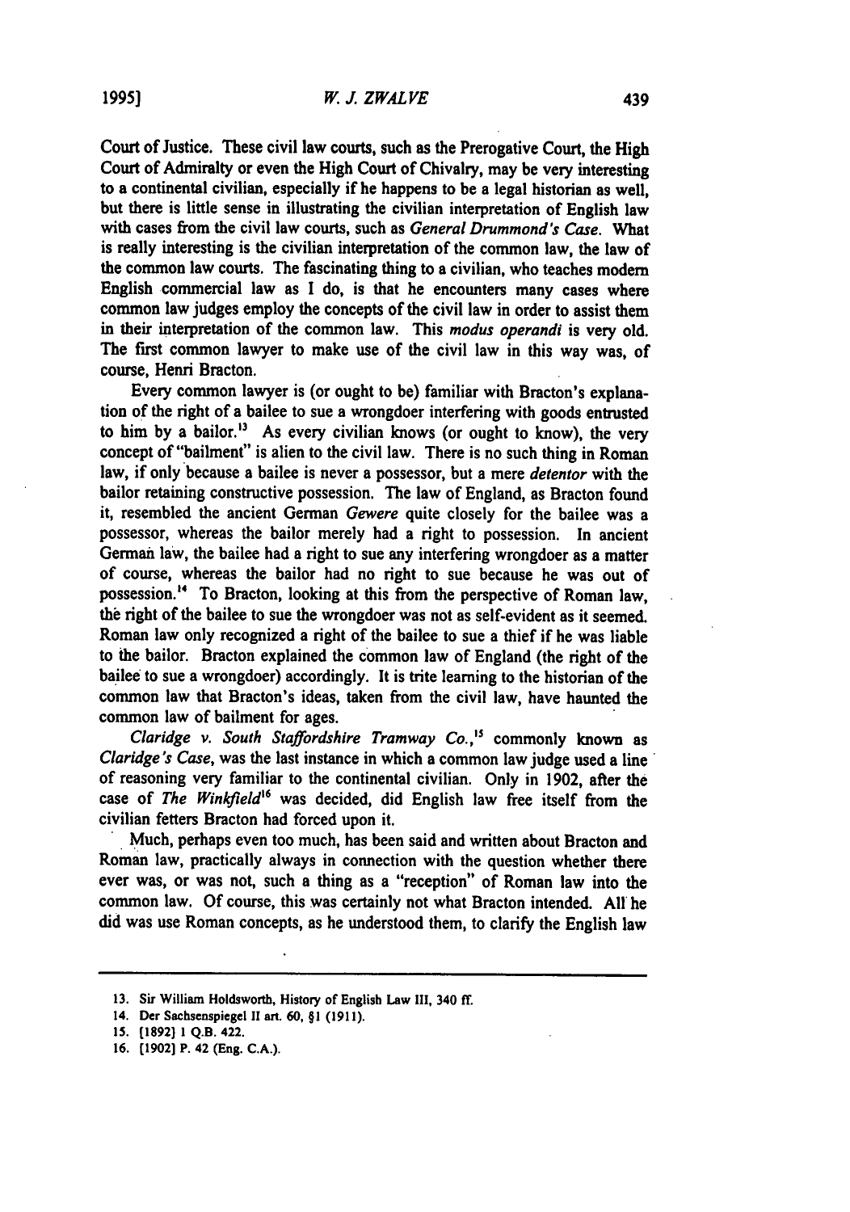Court of Justice. These civil law courts, such as the Prerogative Court, the High Court of Admiralty or even the High Court of Chivalry, may be very interesting to a continental civilian, especially if he happens to be a legal historian as well, but there is little sense in illustrating the civilian interpretation of English law with cases from the civil law courts, such as *General Drummond's Case*. What is really interesting is the civilian interpretation of the common law, the law of the common law courts. The fascinating thing to a civilian, who teaches modern English commercial law as I do, is that he encounters many cases where common law judges employ the concepts of the civil law in order to assist them in their interpretation of the common law. This *modus operandi* is very old. The first common lawyer to make use of the civil law in this way was, of course, Henri Bracton.

Every common lawyer is (or ought to be) familiar with Bracton's explanation of the right of a bailee to sue a wrongdoer interfering with goods entrusted to him by a bailor.[13] As every civilian knows (or ought to know), the very concept of "bailment" is alien to the civil law. There is no such thing in Roman law, if only because a bailee is never a possessor, but a mere *detentor* with the bailor retaining constructive possession. The law of England, as Bracton found it, resembled the ancient German *Gewere* quite closely for the bailee was a possessor, whereas the bailor merely had a right to possession. In ancient German law, the bailee had a right to sue any interfering wrongdoer as a matter of course, whereas the bailor had no right to sue because he was out of possession.[14] To Bracton, looking at this from the perspective of Roman law, the right of the bailee to sue the wrongdoer was not as self-evident as it seemed. Roman law only recognized a right of the bailee to sue a thief if he was liable to the bailor. Bracton explained the common law of England (the right of the bailee to sue a wrongdoer) accordingly. It is trite learning to the historian of the common law that Bracton's ideas, taken from the civil law, have haunted the common law of bailment for ages.

*Claridge v. South Staffordshire Tramway Co.*,[15] commonly known as *Claridge's Case*, was the last instance in which a common law judge used a line of reasoning very familiar to the continental civilian. Only in 1902, after the case of *The Winkfield*[16] was decided, did English law free itself from the civilian fetters Bracton had forced upon it.

Much, perhaps even too much, has been said and written about Bracton and Roman law, practically always in connection with the question whether there ever was, or was not, such a thing as a "reception" of Roman law into the common law. Of course, this was certainly not what Bracton intended. All he did was use Roman concepts, as he understood them, to clarify the English law

---

13. Sir William Holdsworth, History of English Law III, 340 ff.

14. Der Sachsenspiegel II art. 60, §1 (1911).

15. [1892] 1 Q.B. 422.

16. [1902] P. 42 (Eng. C.A.).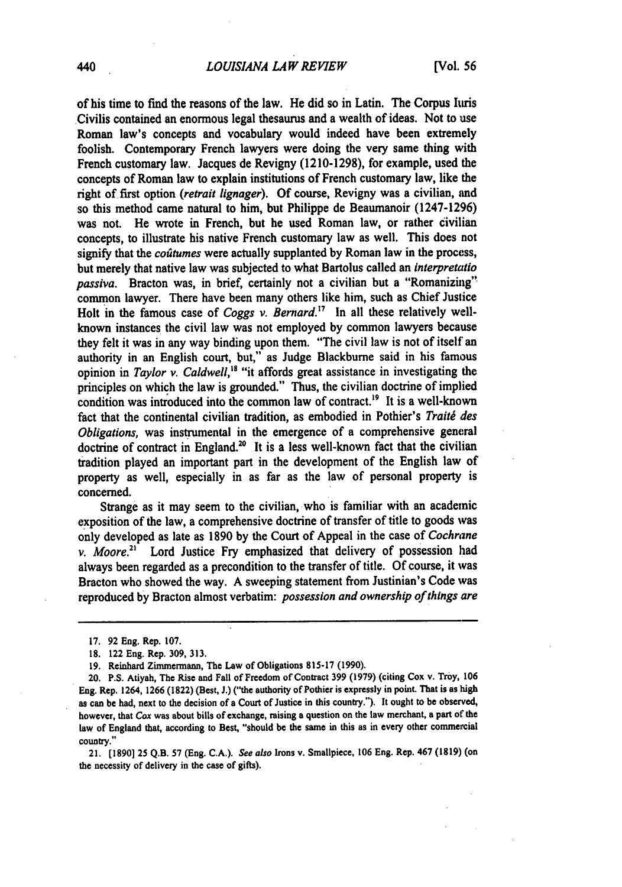of his time to find the reasons of the law. He did so in Latin. The Corpus Iuris Civilis contained an enormous legal thesaurus and a wealth of ideas. Not to use Roman law's concepts and vocabulary would indeed have been extremely foolish. Contemporary French lawyers were doing the very same thing with French customary law. Jacques de Revigny (1210-1298), for example, used the concepts of Roman law to explain institutions of French customary law, like the right of first option (*retrait lignager*). Of course, Revigny was a civilian, and so this method came natural to him, but Philippe de Beaumanoir (1247-1296) was not. He wrote in French, but he used Roman law, or rather civilian concepts, to illustrate his native French customary law as well. This does not signify that the *coûtumes* were actually supplanted by Roman law in the process, but merely that native law was subjected to what Bartolus called an *interpretatio passiva*. Bracton was, in brief, certainly not a civilian but a "Romanizing" common lawyer. There have been many others like him, such as Chief Justice Holt in the famous case of *Coggs v. Bernard*.[17] In all these relatively well-known instances the civil law was not employed by common lawyers because they felt it was in any way binding upon them. "The civil law is not of itself an authority in an English court, but," as Judge Blackburne said in his famous opinion in *Taylor v. Caldwell*,[18] "it affords great assistance in investigating the principles on which the law is grounded." Thus, the civilian doctrine of implied condition was introduced into the common law of contract.[19] It is a well-known fact that the continental civilian tradition, as embodied in Pothier's *Traité des Obligations*, was instrumental in the emergence of a comprehensive general doctrine of contract in England.[20] It is a less well-known fact that the civilian tradition played an important part in the development of the English law of property as well, especially in as far as the law of personal property is concerned.

Strange as it may seem to the civilian, who is familiar with an academic exposition of the law, a comprehensive doctrine of transfer of title to goods was only developed as late as 1890 by the Court of Appeal in the case of *Cochrane v. Moore*.[21] Lord Justice Fry emphasized that delivery of possession had always been regarded as a precondition to the transfer of title. Of course, it was Bracton who showed the way. A sweeping statement from Justinian's Code was reproduced by Bracton almost verbatim: *possession and ownership of things are*

---

17. 92 Eng. Rep. 107.

18. 122 Eng. Rep. 309, 313.

19. Reinhard Zimmermann, The Law of Obligations 815-17 (1990).

20. P.S. Atiyah, The Rise and Fall of Freedom of Contract 399 (1979) (citing Cox v. Troy, 106 Eng. Rep. 1264, 1266 (1822) (Best, J.) ("the authority of Pothier is expressly in point. That is as high as can be had, next to the decision of a Court of Justice in this country."). It ought to be observed, however, that *Cox* was about bills of exchange, raising a question on the law merchant, a part of the law of England that, according to Best, "should be the same in this as in every other commercial country."

21. [1890] 25 Q.B. 57 (Eng. C.A.). *See also* Irons v. Smallpiece, 106 Eng. Rep. 467 (1819) (on the necessity of delivery in the case of gifts).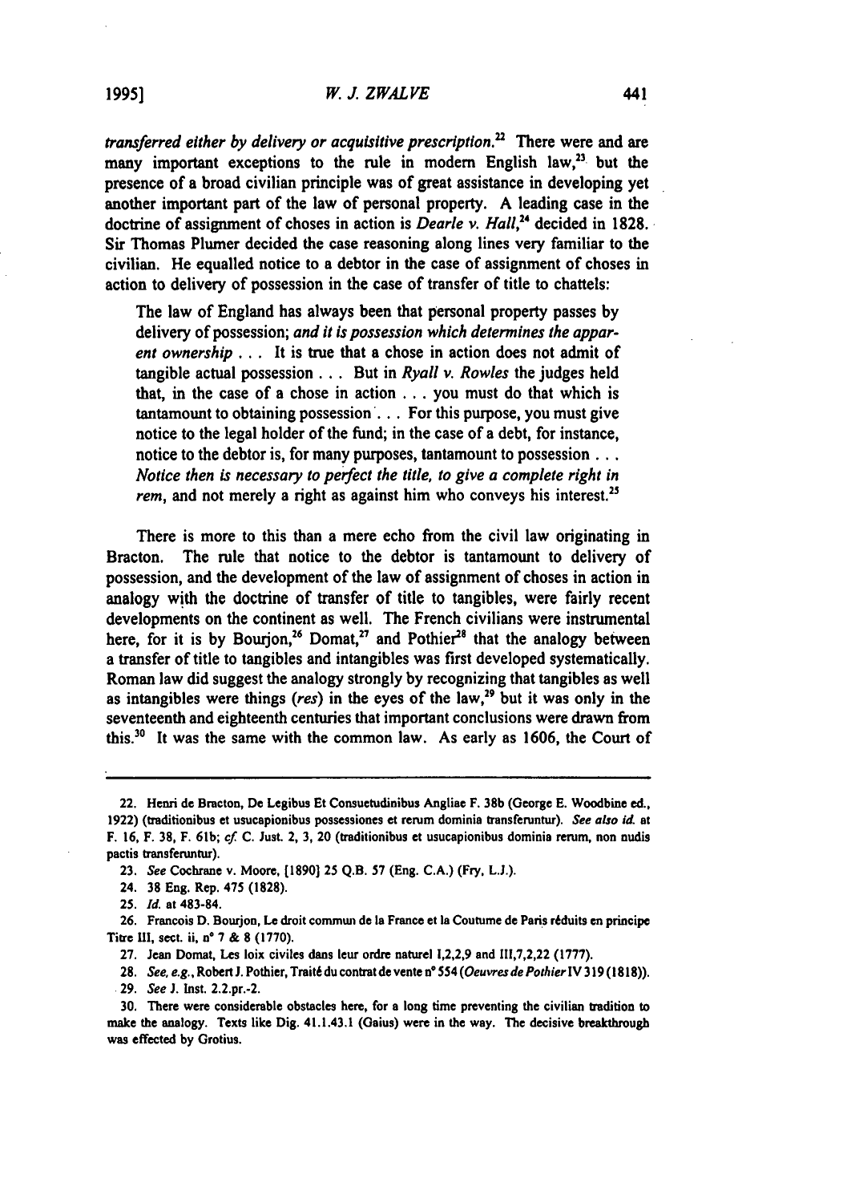*transferred either by delivery or acquisitive prescription*.[22] There were and are many important exceptions to the rule in modern English law,[23] but the presence of a broad civilian principle was of great assistance in developing yet another important part of the law of personal property. A leading case in the doctrine of assignment of choses in action is *Dearle v. Hall*,[24] decided in 1828. Sir Thomas Plumer decided the case reasoning along lines very familiar to the civilian. He equalled notice to a debtor in the case of assignment of choses in action to delivery of possession in the case of transfer of title to chattels:

> The law of England has always been that personal property passes by delivery of possession; *and it is possession which determines the apparent ownership* . . . It is true that a chose in action does not admit of tangible actual possession . . . But in *Ryall v. Rowles* the judges held that, in the case of a chose in action . . . you must do that which is tantamount to obtaining possession . . . For this purpose, you must give notice to the legal holder of the fund; in the case of a debt, for instance, notice to the debtor is, for many purposes, tantamount to possession . . . *Notice then is necessary to perfect the title, to give a complete right in rem*, and not merely a right as against him who conveys his interest.[25]

There is more to this than a mere echo from the civil law originating in Bracton. The rule that notice to the debtor is tantamount to delivery of possession, and the development of the law of assignment of choses in action in analogy with the doctrine of transfer of title to tangibles, were fairly recent developments on the continent as well. The French civilians were instrumental here, for it is by Bourjon,[26] Domat,[27] and Pothier[28] that the analogy between a transfer of title to tangibles and intangibles was first developed systematically. Roman law did suggest the analogy strongly by recognizing that tangibles as well as intangibles were things (*res*) in the eyes of the law,[29] but it was only in the seventeenth and eighteenth centuries that important conclusions were drawn from this.[30] It was the same with the common law. As early as 1606, the Court of

---

22. Henri de Bracton, De Legibus Et Consuetudinibus Angliae F. 38b (George E. Woodbine ed., 1922) (traditionibus et usucapionibus possessiones et rerum dominia transferuntur). *See also id.* at F. 16, F. 38, F. 61b; *cf.* C. Just. 2, 3, 20 (traditionibus et usucapionibus dominia rerum, non nudis pactis transferuntur).

23. *See* Cochrane v. Moore, [1890] 25 Q.B. 57 (Eng. C.A.) (Fry, L.J.).

24. 38 Eng. Rep. 475 (1828).

25. *Id.* at 483-84.

26. Francois D. Bourjon, Le droit commun de la France et la Coutume de Paris réduits en principe Titre III, sect. ii, n° 7 & 8 (1770).

27. Jean Domat, Les loix civiles dans leur ordre naturel I,2,2,9 and III,7,2,22 (1777).

28. *See, e.g.*, Robert J. Pothier, Traité du contrat de vente n° 554 (*Oeuvres de Pothier* IV 319 (1818)).

29. *See* J. Inst. 2.2.pr.-2.

30. There were considerable obstacles here, for a long time preventing the civilian tradition to make the analogy. Texts like Dig. 41.1.43.1 (Gaius) were in the way. The decisive breakthrough was effected by Grotius.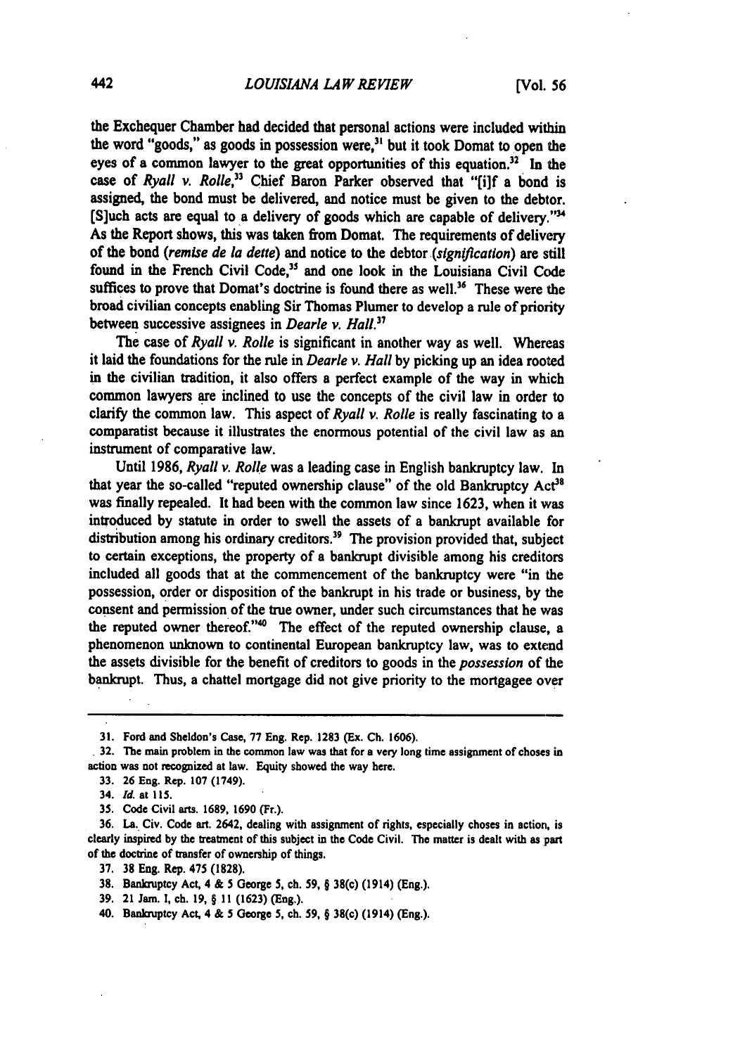the Exchequer Chamber had decided that personal actions were included within the word "goods," as goods in possession were,[31] but it took Domat to open the eyes of a common lawyer to the great opportunities of this equation.[32] In the case of *Ryall v. Rolle*,[33] Chief Baron Parker observed that "[i]f a bond is assigned, the bond must be delivered, and notice must be given to the debtor. [S]uch acts are equal to a delivery of goods which are capable of delivery."[34] As the Report shows, this was taken from Domat. The requirements of delivery of the bond (*remise de la dette*) and notice to the debtor (*signification*) are still found in the French Civil Code,[35] and one look in the Louisiana Civil Code suffices to prove that Domat's doctrine is found there as well.[36] These were the broad civilian concepts enabling Sir Thomas Plumer to develop a rule of priority between successive assignees in *Dearle v. Hall*.[37]

The case of *Ryall v. Rolle* is significant in another way as well. Whereas it laid the foundations for the rule in *Dearle v. Hall* by picking up an idea rooted in the civilian tradition, it also offers a perfect example of the way in which common lawyers are inclined to use the concepts of the civil law in order to clarify the common law. This aspect of *Ryall v. Rolle* is really fascinating to a comparatist because it illustrates the enormous potential of the civil law as an instrument of comparative law.

Until 1986, *Ryall v. Rolle* was a leading case in English bankruptcy law. In that year the so-called "reputed ownership clause" of the old Bankruptcy Act[38] was finally repealed. It had been with the common law since 1623, when it was introduced by statute in order to swell the assets of a bankrupt available for distribution among his ordinary creditors.[39] The provision provided that, subject to certain exceptions, the property of a bankrupt divisible among his creditors included all goods that at the commencement of the bankruptcy were "in the possession, order or disposition of the bankrupt in his trade or business, by the consent and permission of the true owner, under such circumstances that he was the reputed owner thereof."[40] The effect of the reputed ownership clause, a phenomenon unknown to continental European bankruptcy law, was to extend the assets divisible for the benefit of creditors to goods in the *possession* of the bankrupt. Thus, a chattel mortgage did not give priority to the mortgagee over

---

31. Ford and Sheldon's Case, 77 Eng. Rep. 1283 (Ex. Ch. 1606).

32. The main problem in the common law was that for a very long time assignment of choses in action was not recognized at law. Equity showed the way here.

33. 26 Eng. Rep. 107 (1749).

34. *Id.* at 115.

35. Code Civil arts. 1689, 1690 (Fr.).

36. La. Civ. Code art. 2642, dealing with assignment of rights, especially choses in action, is clearly inspired by the treatment of this subject in the Code Civil. The matter is dealt with as part of the doctrine of transfer of ownership of things.

37. 38 Eng. Rep. 475 (1828).

38. Bankruptcy Act, 4 & 5 George 5, ch. 59, § 38(c) (1914) (Eng.).

39. 21 Jam. I, ch. 19, § 11 (1623) (Eng.).

40. Bankruptcy Act, 4 & 5 George 5, ch. 59, § 38(c) (1914) (Eng.).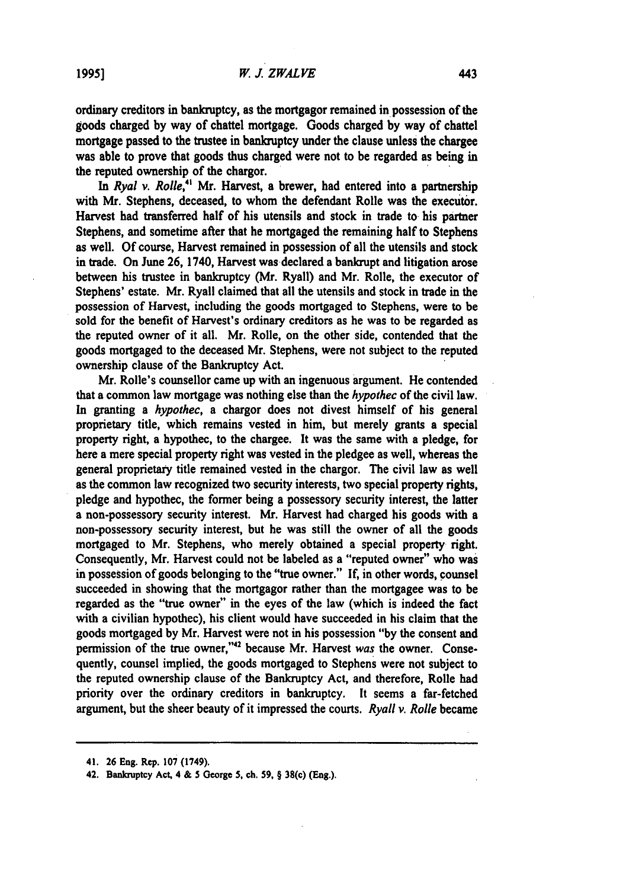ordinary creditors in bankruptcy, as the mortgagor remained in possession of the goods charged by way of chattel mortgage. Goods charged by way of chattel mortgage passed to the trustee in bankruptcy under the clause unless the chargee was able to prove that goods thus charged were not to be regarded as being in the reputed ownership of the chargor.

In *Ryal v. Rolle*,[41] Mr. Harvest, a brewer, had entered into a partnership with Mr. Stephens, deceased, to whom the defendant Rolle was the executor. Harvest had transferred half of his utensils and stock in trade to his partner Stephens, and sometime after that he mortgaged the remaining half to Stephens as well. Of course, Harvest remained in possession of all the utensils and stock in trade. On June 26, 1740, Harvest was declared a bankrupt and litigation arose between his trustee in bankruptcy (Mr. Ryall) and Mr. Rolle, the executor of Stephens' estate. Mr. Ryall claimed that all the utensils and stock in trade in the possession of Harvest, including the goods mortgaged to Stephens, were to be sold for the benefit of Harvest's ordinary creditors as he was to be regarded as the reputed owner of it all. Mr. Rolle, on the other side, contended that the goods mortgaged to the deceased Mr. Stephens, were not subject to the reputed ownership clause of the Bankruptcy Act.

Mr. Rolle's counsellor came up with an ingenuous argument. He contended that a common law mortgage was nothing else than the *hypothec* of the civil law. In granting a *hypothec*, a chargor does not divest himself of his general proprietary title, which remains vested in him, but merely grants a special property right, a hypothec, to the chargee. It was the same with a pledge, for here a mere special property right was vested in the pledgee as well, whereas the general proprietary title remained vested in the chargor. The civil law as well as the common law recognized two security interests, two special property rights, pledge and hypothec, the former being a possessory security interest, the latter a non-possessory security interest. Mr. Harvest had charged his goods with a non-possessory security interest, but he was still the owner of all the goods mortgaged to Mr. Stephens, who merely obtained a special property right. Consequently, Mr. Harvest could not be labeled as a "reputed owner" who was in possession of goods belonging to the "true owner." If, in other words, counsel succeeded in showing that the mortgagor rather than the mortgagee was to be regarded as the "true owner" in the eyes of the law (which is indeed the fact with a civilian hypothec), his client would have succeeded in his claim that the goods mortgaged by Mr. Harvest were not in his possession "by the consent and permission of the true owner,"[42] because Mr. Harvest *was* the owner. Consequently, counsel implied, the goods mortgaged to Stephens were not subject to the reputed ownership clause of the Bankruptcy Act, and therefore, Rolle had priority over the ordinary creditors in bankruptcy. It seems a far-fetched argument, but the sheer beauty of it impressed the courts. *Ryall v. Rolle* became

41. 26 Eng. Rep. 107 (1749).

42. Bankruptcy Act, 4 & 5 George 5, ch. 59, § 38(c) (Eng.).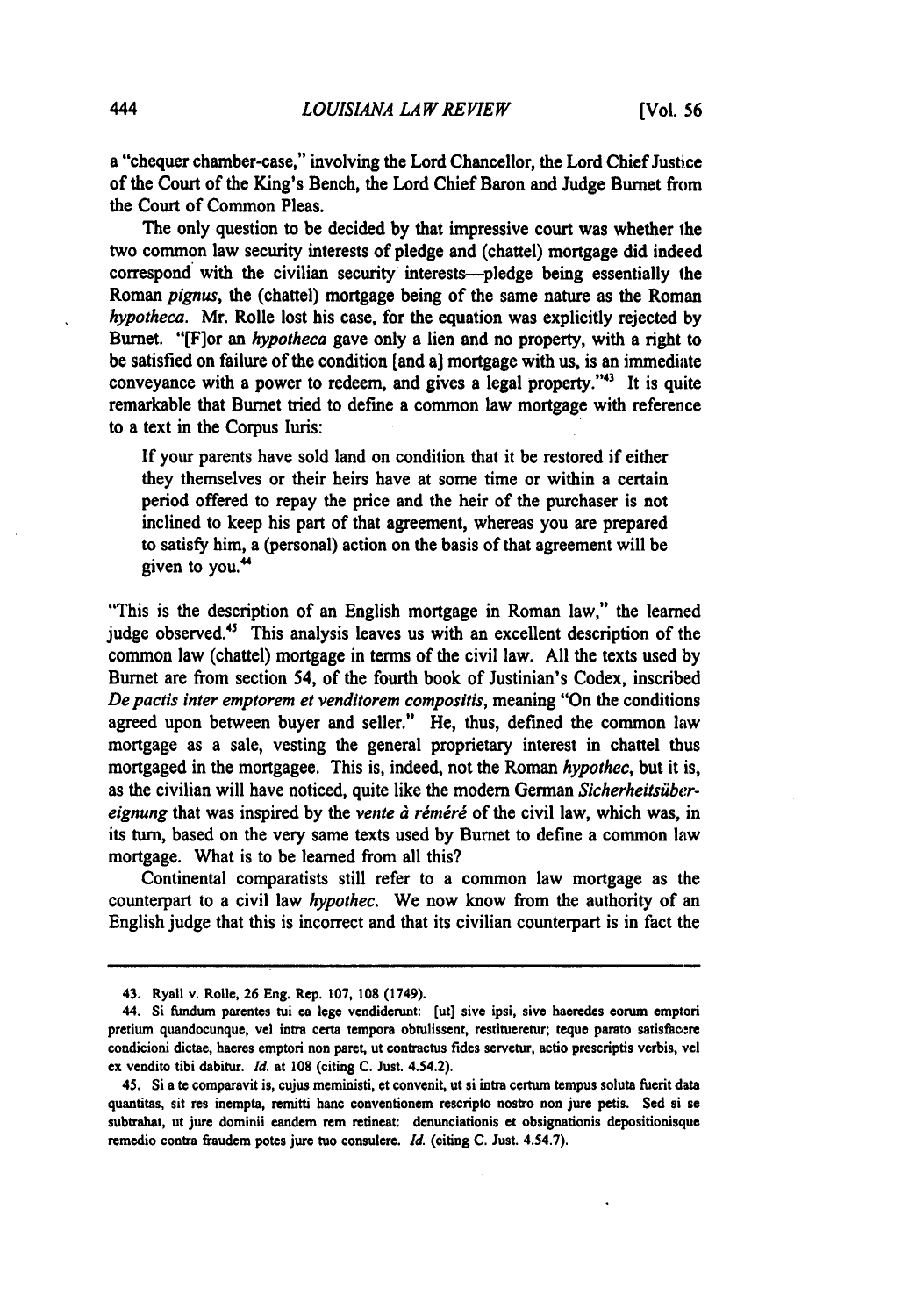a "chequer chamber-case," involving the Lord Chancellor, the Lord Chief Justice of the Court of the King's Bench, the Lord Chief Baron and Judge Burnet from the Court of Common Pleas.

The only question to be decided by that impressive court was whether the two common law security interests of pledge and (chattel) mortgage did indeed correspond with the civilian security interests—pledge being essentially the Roman *pignus*, the (chattel) mortgage being of the same nature as the Roman *hypotheca*. Mr. Rolle lost his case, for the equation was explicitly rejected by Burnet. "[F]or an *hypotheca* gave only a lien and no property, with a right to be satisfied on failure of the condition [and a] mortgage with us, is an immediate conveyance with a power to redeem, and gives a legal property."[43] It is quite remarkable that Burnet tried to define a common law mortgage with reference to a text in the Corpus Iuris:

> If your parents have sold land on condition that it be restored if either they themselves or their heirs have at some time or within a certain period offered to repay the price and the heir of the purchaser is not inclined to keep his part of that agreement, whereas you are prepared to satisfy him, a (personal) action on the basis of that agreement will be given to you.[44]

"This is the description of an English mortgage in Roman law," the learned judge observed.[45] This analysis leaves us with an excellent description of the common law (chattel) mortgage in terms of the civil law. All the texts used by Burnet are from section 54, of the fourth book of Justinian's Codex, inscribed *De pactis inter emptorem et venditorem compositis*, meaning "On the conditions agreed upon between buyer and seller." He, thus, defined the common law mortgage as a sale, vesting the general proprietary interest in chattel thus mortgaged in the mortgagee. This is, indeed, not the Roman *hypothec*, but it is, as the civilian will have noticed, quite like the modern German *Sicherheitsübereignung* that was inspired by the *vente à réméré* of the civil law, which was, in its turn, based on the very same texts used by Burnet to define a common law mortgage. What is to be learned from all this?

Continental comparatists still refer to a common law mortgage as the counterpart to a civil law *hypothec*. We now know from the authority of an English judge that this is incorrect and that its civilian counterpart is in fact the

---

43. Ryall v. Rolle, 26 Eng. Rep. 107, 108 (1749).

44. Si fundum parentes tui ea lege vendiderunt: [ut] sive ipsi, sive haeredes eorum emptori pretium quandocunque, vel intra certa tempora obtulissent, restitueretur; teque parato satisfacere condicioni dictae, haeres emptori non paret, ut contractus fides servetur, actio prescriptis verbis, vel ex vendito tibi dabitur. *Id.* at 108 (citing C. Just. 4.54.2).

45. Si a te comparavit is, cujus meministi, et convenit, ut si intra certum tempus soluta fuerit data quantitas, sit res inempta, remitti hanc conventionem rescripto nostro non jure petis. Sed si se subtrahat, ut jure dominii eandem rem retineat: denunciationis et obsignationis depositionisque remedio contra fraudem potes jure tuo consulere. *Id.* (citing C. Just. 4.54.7).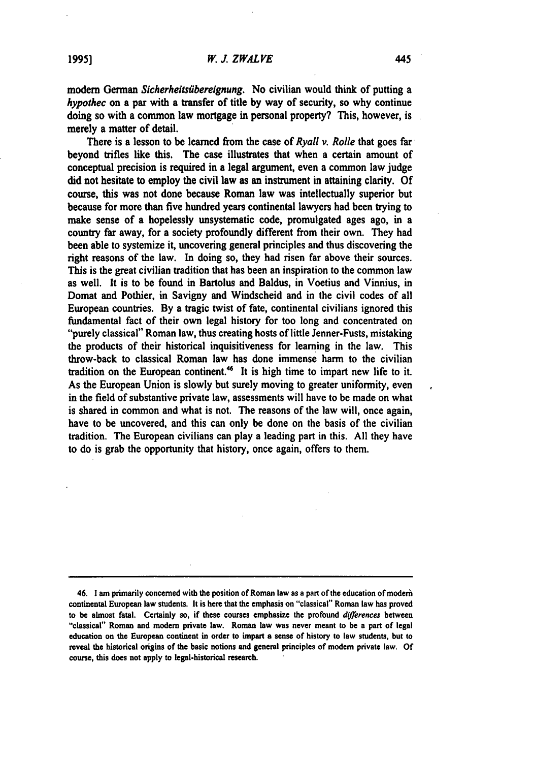modern German *Sicherheitsübereignung*. No civilian would think of putting a *hypothec* on a par with a transfer of title by way of security, so why continue doing so with a common law mortgage in personal property? This, however, is merely a matter of detail.

There is a lesson to be learned from the case of *Ryall v. Rolle* that goes far beyond trifles like this. The case illustrates that when a certain amount of conceptual precision is required in a legal argument, even a common law judge did not hesitate to employ the civil law as an instrument in attaining clarity. Of course, this was not done because Roman law was intellectually superior but because for more than five hundred years continental lawyers had been trying to make sense of a hopelessly unsystematic code, promulgated ages ago, in a country far away, for a society profoundly different from their own. They had been able to systemize it, uncovering general principles and thus discovering the right reasons of the law. In doing so, they had risen far above their sources. This is the great civilian tradition that has been an inspiration to the common law as well. It is to be found in Bartolus and Baldus, in Voetius and Vinnius, in Domat and Pothier, in Savigny and Windscheid and in the civil codes of all European countries. By a tragic twist of fate, continental civilians ignored this fundamental fact of their own legal history for too long and concentrated on "purely classical" Roman law, thus creating hosts of little Jenner-Fusts, mistaking the products of their historical inquisitiveness for learning in the law. This throw-back to classical Roman law has done immense harm to the civilian tradition on the European continent.[46] It is high time to impart new life to it. As the European Union is slowly but surely moving to greater uniformity, even in the field of substantive private law, assessments will have to be made on what is shared in common and what is not. The reasons of the law will, once again, have to be uncovered, and this can only be done on the basis of the civilian tradition. The European civilians can play a leading part in this. All they have to do is grab the opportunity that history, once again, offers to them.

---

46. I am primarily concerned with the position of Roman law as a part of the education of modern continental European law students. It is here that the emphasis on "classical" Roman law has proved to be almost fatal. Certainly so, if these courses emphasize the profound *differences* between "classical" Roman and modern private law. Roman law was never meant to be a part of legal education on the European continent in order to impart a sense of history to law students, but to reveal the historical origins of the basic notions and general principles of modern private law. Of course, this does not apply to legal-historical research.